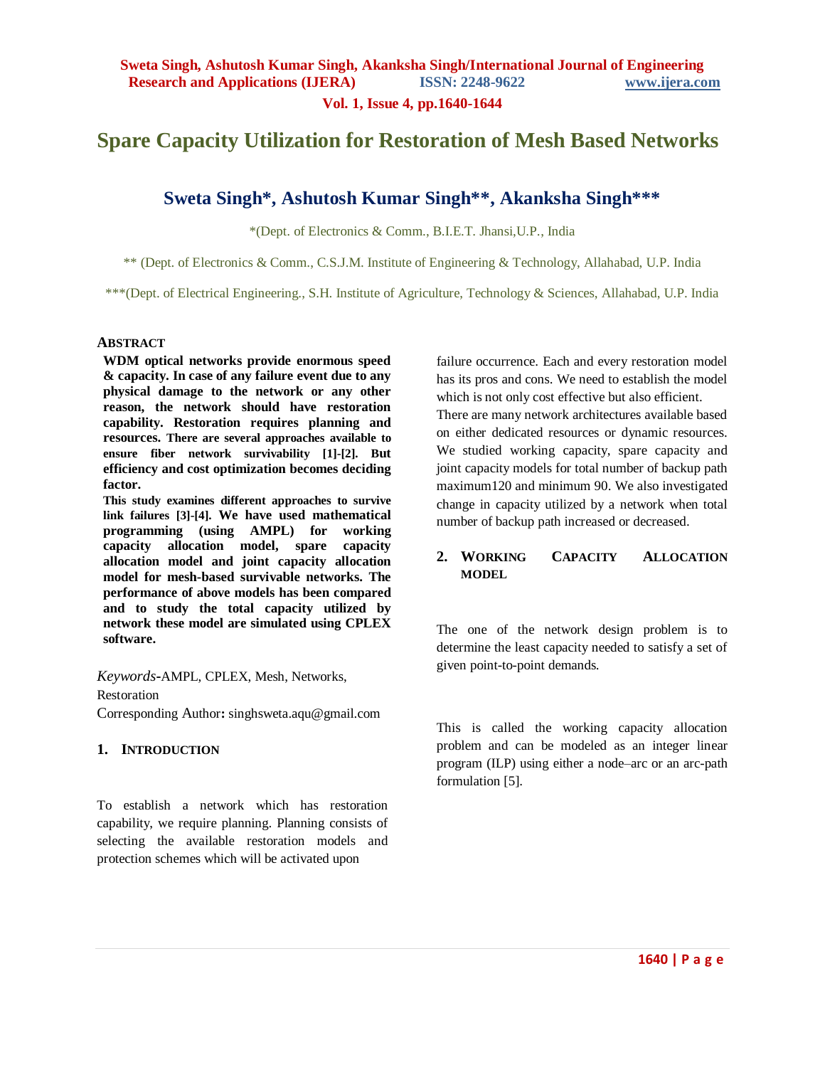# Spare Capacity Utilization for Restoration of Mesh Based Networks

## Sweta Singh*, Ashutosh Kumar Singh**, Akanksha Singh***

*(Dept. of Electronics & Comm., B.I.E.T. Jhansi,U.P., India

** (Dept. of Electronics & Comm., C.S.J.M. Institute of Engineering & Technology, Allahabad, U.P. India

***(Dept. of Electrical Engineering., S.H. Institute of Agriculture, Technology & Sciences, Allahabad, U.P. India

### ABSTRACT

**WDM optical networks provide enormous speed & capacity. In case of any failure event due to any physical damage to the network or any other reason, the network should have restoration capability. Restoration requires planning and resources. There are several approaches available to ensure fiber network survivability [1]-[2]. But efficiency and cost optimization becomes deciding factor.**

**This study examines different approaches to survive link failures [3]-[4]. We have used mathematical programming (using AMPL) for working capacity allocation model, spare capacity allocation model and joint capacity allocation model for mesh-based survivable networks. The performance of above models has been compared and to study the total capacity utilized by network these model are simulated using CPLEX software.**

*Keywords*-AMPL, CPLEX, Mesh, Networks, Restoration

Corresponding Author**:** singhsweta.aqu@gmail.com

### 1. INTRODUCTION

To establish a network which has restoration capability, we require planning. Planning consists of selecting the available restoration models and protection schemes which will be activated upon failure occurrence. Each and every restoration model has its pros and cons. We need to establish the model which is not only cost effective but also efficient.

There are many network architectures available based on either dedicated resources or dynamic resources. We studied working capacity, spare capacity and joint capacity models for total number of backup path maximum120 and minimum 90. We also investigated change in capacity utilized by a network when total number of backup path increased or decreased.

### 2. WORKING CAPACITY ALLOCATION MODEL

The one of the network design problem is to determine the least capacity needed to satisfy a set of given point-to-point demands.

This is called the working capacity allocation problem and can be modeled as an integer linear program (ILP) using either a node–arc or an arc-path formulation [5].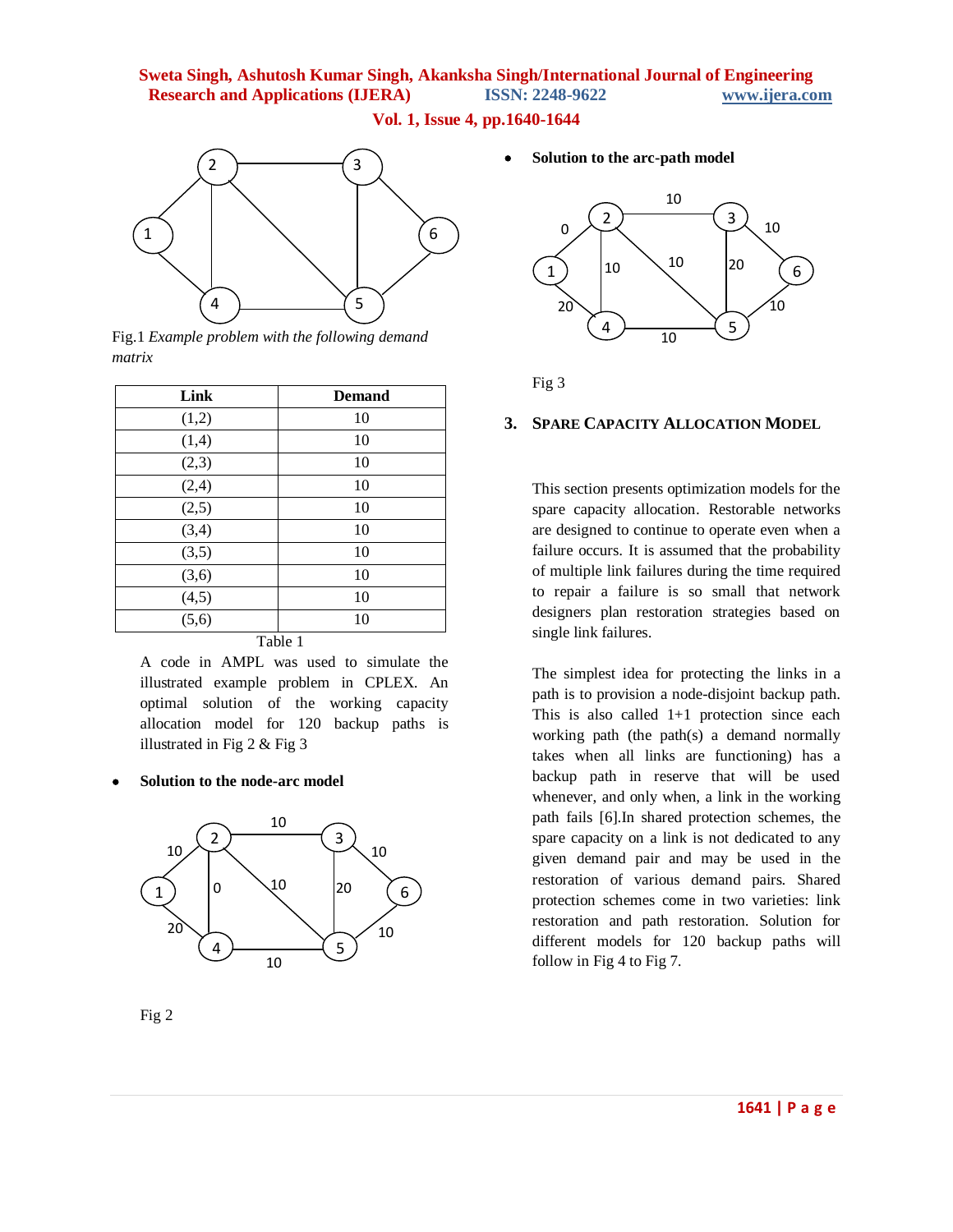Fig.1 *Example problem with the following demand matrix*

| Link | Demand |
|---|---|
| (1,2) | 10 |
| (1,4) | 10 |
| (2,3) | 10 |
| (2,4) | 10 |
| (2,5) | 10 |
| (3,4) | 10 |
| (3,5) | 10 |
| (3,6) | 10 |
| (4,5) | 10 |
| (5,6) | 10 |

Table 1

A code in AMPL was used to simulate the illustrated example problem in CPLEX. An optimal solution of the working capacity allocation model for 120 backup paths is illustrated in Fig 2 & Fig 3

- **Solution to the node-arc model**

Fig 2

- **Solution to the arc-path model**

Fig 3

## 3. Spare Capacity Allocation Model

This section presents optimization models for the spare capacity allocation. Restorable networks are designed to continue to operate even when a failure occurs. It is assumed that the probability of multiple link failures during the time required to repair a failure is so small that network designers plan restoration strategies based on single link failures.

The simplest idea for protecting the links in a path is to provision a node-disjoint backup path. This is also called 1+1 protection since each working path (the path(s) a demand normally takes when all links are functioning) has a backup path in reserve that will be used whenever, and only when, a link in the working path fails [6].In shared protection schemes, the spare capacity on a link is not dedicated to any given demand pair and may be used in the restoration of various demand pairs. Shared protection schemes come in two varieties: link restoration and path restoration. Solution for different models for 120 backup paths will follow in Fig 4 to Fig 7.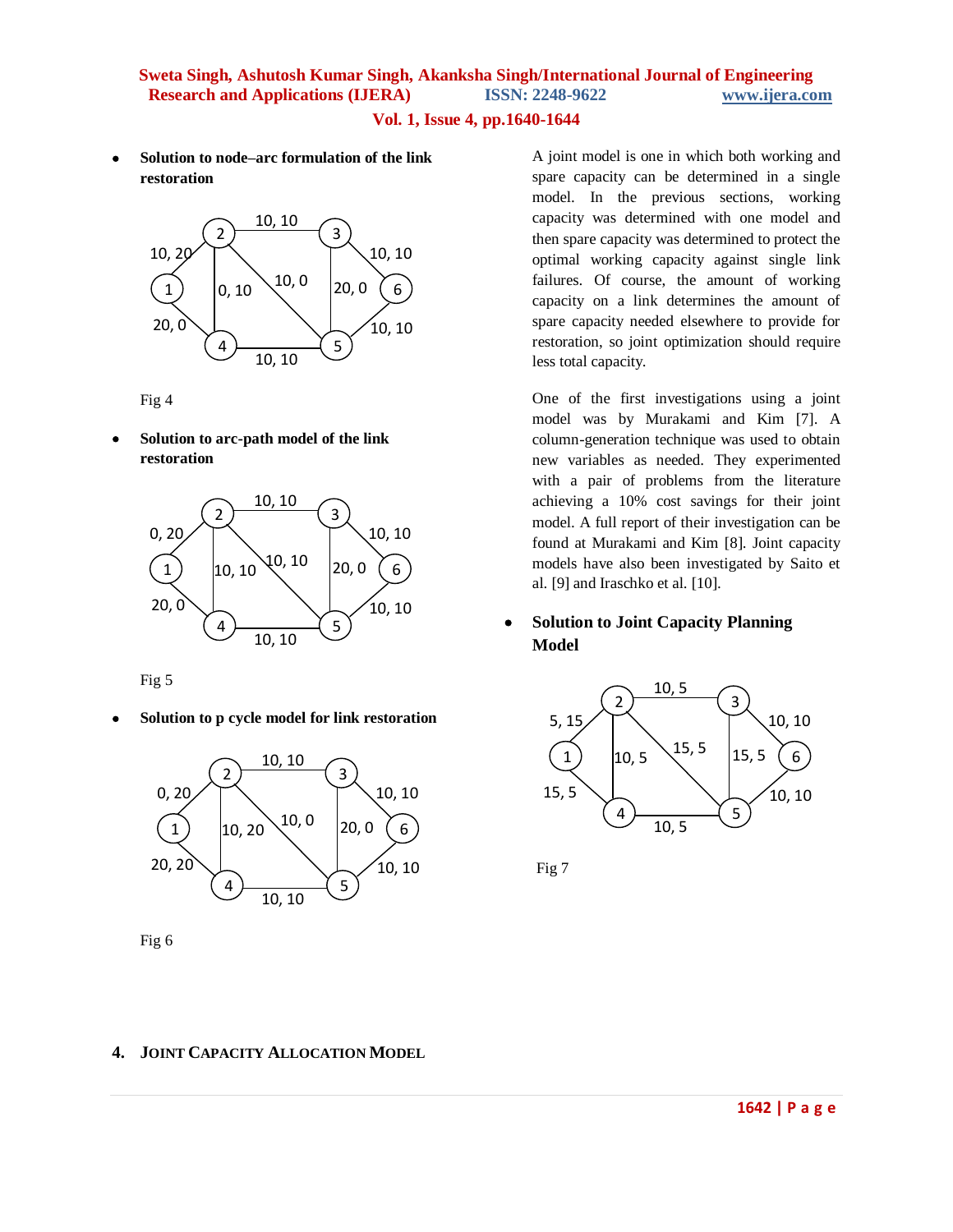- **Solution to node–arc formulation of the link restoration**

Fig 4

- **Solution to arc-path model of the link restoration**

Fig 5

- **Solution to p cycle model for link restoration**

Fig 6

A joint model is one in which both working and spare capacity can be determined in a single model. In the previous sections, working capacity was determined with one model and then spare capacity was determined to protect the optimal working capacity against single link failures. Of course, the amount of working capacity on a link determines the amount of spare capacity needed elsewhere to provide for restoration, so joint optimization should require less total capacity.

One of the first investigations using a joint model was by Murakami and Kim [7]. A column-generation technique was used to obtain new variables as needed. They experimented with a pair of problems from the literature achieving a 10% cost savings for their joint model. A full report of their investigation can be found at Murakami and Kim [8]. Joint capacity models have also been investigated by Saito et al. [9] and Iraschko et al. [10].

- **Solution to Joint Capacity Planning Model**

Fig 7

## 4. Joint Capacity Allocation Model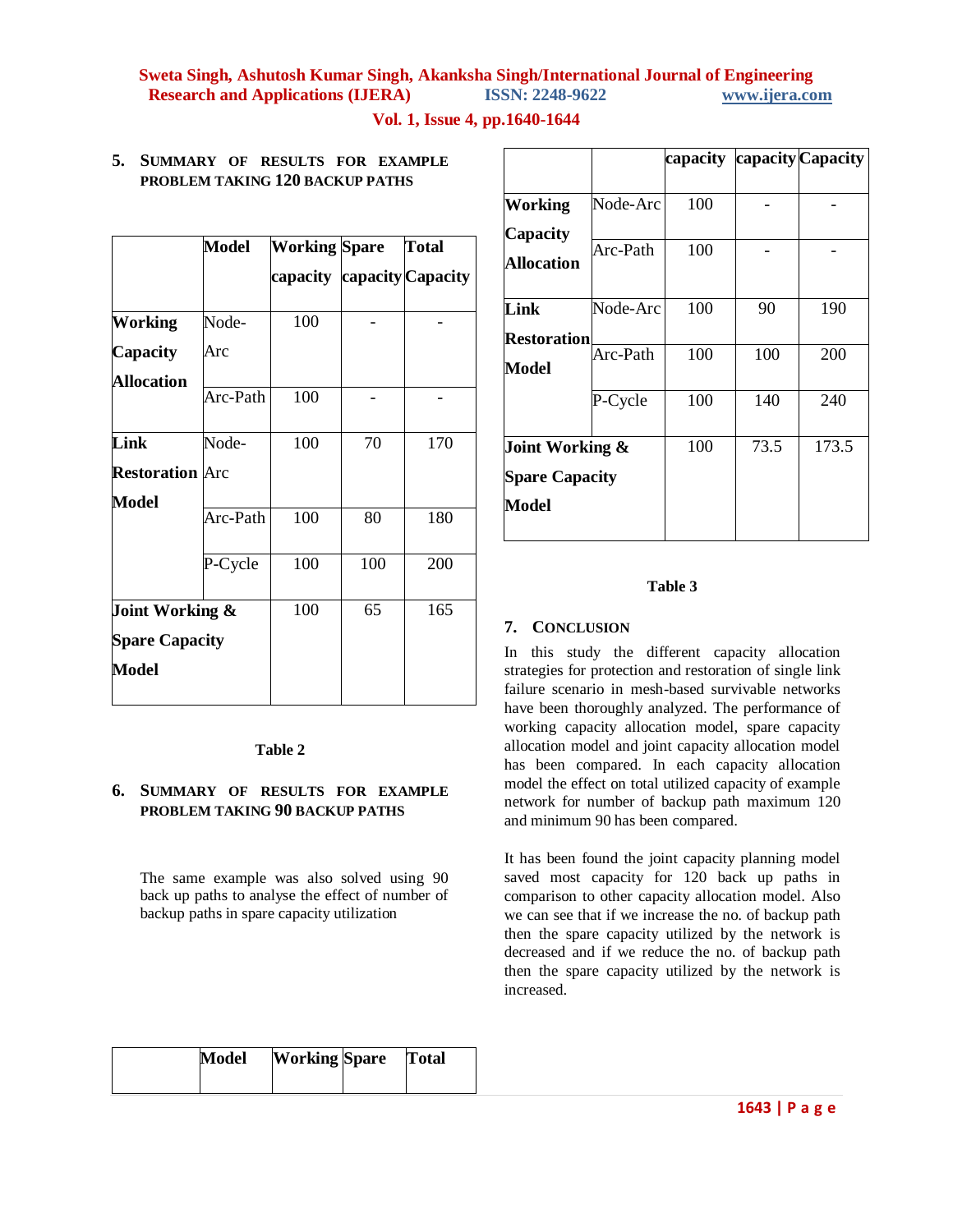## 5. Summary of Results for Example Problem Taking 120 Backup Paths

| | Model | Working capacity | Spare capacity | Total Capacity |
|---|---|---|---|---|
| Working Capacity Allocation | Node-Arc | 100 | - | - |
| | Arc-Path | 100 | - | - |
| Link Restoration Model | Node-Arc | 100 | 70 | 170 |
| | Arc-Path | 100 | 80 | 180 |
| | P-Cycle | 100 | 100 | 200 |
| Joint Working & Spare Capacity Model | | 100 | 65 | 165 |

Table 2

## 6. Summary of Results for Example Problem Taking 90 Backup Paths

The same example was also solved using 90 back up paths to analyse the effect of number of backup paths in spare capacity utilization

| | Model | Working capacity | Spare capacity | Total Capacity |
|---|---|---|---|---|
| Working Capacity Allocation | Node-Arc | 100 | - | - |
| | Arc-Path | 100 | - | - |
| Link Restoration Model | Node-Arc | 100 | 90 | 190 |
| | Arc-Path | 100 | 100 | 200 |
| | P-Cycle | 100 | 140 | 240 |
| Joint Working & Spare Capacity Model | | 100 | 73.5 | 173.5 |

Table 3

## 7. Conclusion

In this study the different capacity allocation strategies for protection and restoration of single link failure scenario in mesh-based survivable networks have been thoroughly analyzed. The performance of working capacity allocation model, spare capacity allocation model and joint capacity allocation model has been compared. In each capacity allocation model the effect on total utilized capacity of example network for number of backup path maximum 120 and minimum 90 has been compared.

It has been found the joint capacity planning model saved most capacity for 120 back up paths in comparison to other capacity allocation model. Also we can see that if we increase the no. of backup path then the spare capacity utilized by the network is decreased and if we reduce the no. of backup path then the spare capacity utilized by the network is increased.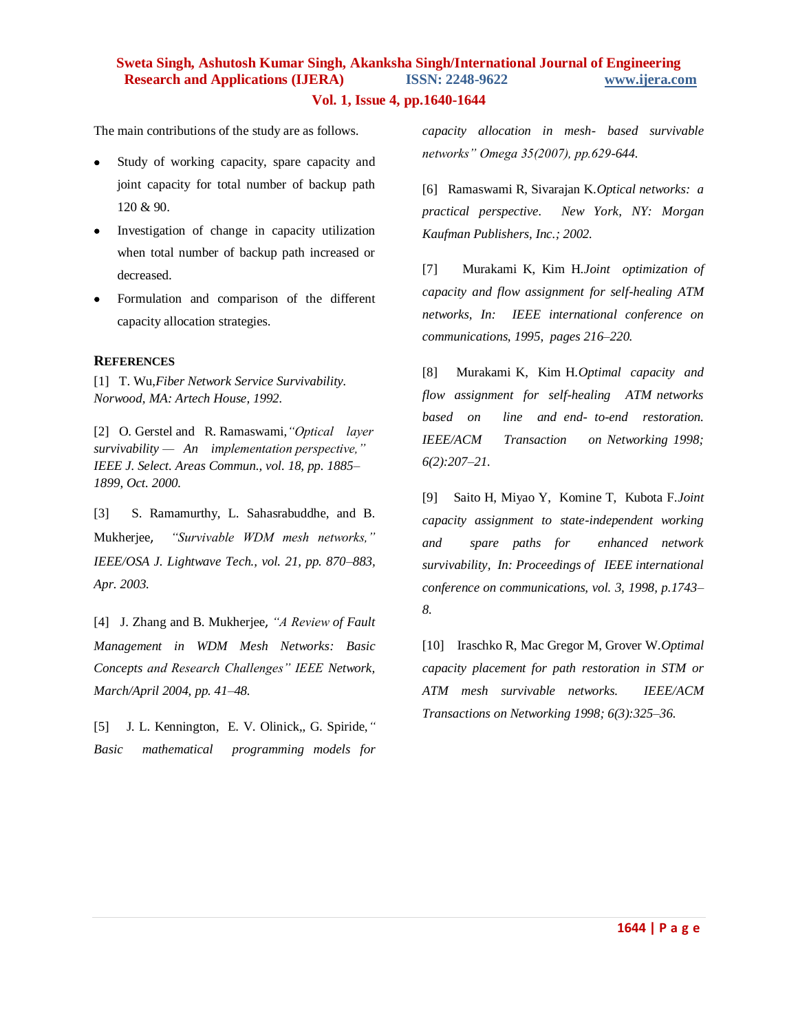The main contributions of the study are as follows.

- Study of working capacity, spare capacity and joint capacity for total number of backup path 120 & 90.
- Investigation of change in capacity utilization when total number of backup path increased or decreased.
- Formulation and comparison of the different capacity allocation strategies.

## REFERENCES

[1] T. Wu, *Fiber Network Service Survivability. Norwood, MA: Artech House, 1992.*

[2] O. Gerstel and R. Ramaswami, *"Optical layer survivability — An implementation perspective," IEEE J. Select. Areas Commun., vol. 18, pp. 1885–1899, Oct. 2000.*

[3] S. Ramamurthy, L. Sahasrabuddhe, and B. Mukherjee, *"Survivable WDM mesh networks," IEEE/OSA J. Lightwave Tech., vol. 21, pp. 870–883, Apr. 2003.*

[4] J. Zhang and B. Mukherjee, *"A Review of Fault Management in WDM Mesh Networks: Basic Concepts and Research Challenges" IEEE Network, March/April 2004, pp. 41–48.*

[5] J. L. Kennington, E. V. Olinick,, G. Spiride, *" Basic mathematical programming models for capacity allocation in mesh- based survivable networks" Omega 35(2007), pp.629-644.*

[6] Ramaswami R, Sivarajan K. *Optical networks: a practical perspective. New York, NY: Morgan Kaufman Publishers, Inc.; 2002.*

[7] Murakami K, Kim H. *Joint optimization of capacity and flow assignment for self-healing ATM networks, In: IEEE international conference on communications, 1995, pages 216–220.*

[8] Murakami K, Kim H. *Optimal capacity and flow assignment for self-healing ATM networks based on line and end- to-end restoration. IEEE/ACM Transaction on Networking 1998; 6(2):207–21.*

[9] Saito H, Miyao Y, Komine T, Kubota F. *Joint capacity assignment to state-independent working and spare paths for enhanced network survivability, In: Proceedings of IEEE international conference on communications, vol. 3, 1998, p.1743–8.*

[10] Iraschko R, Mac Gregor M, Grover W. *Optimal capacity placement for path restoration in STM or ATM mesh survivable networks. IEEE/ACM Transactions on Networking 1998; 6(3):325–36.*